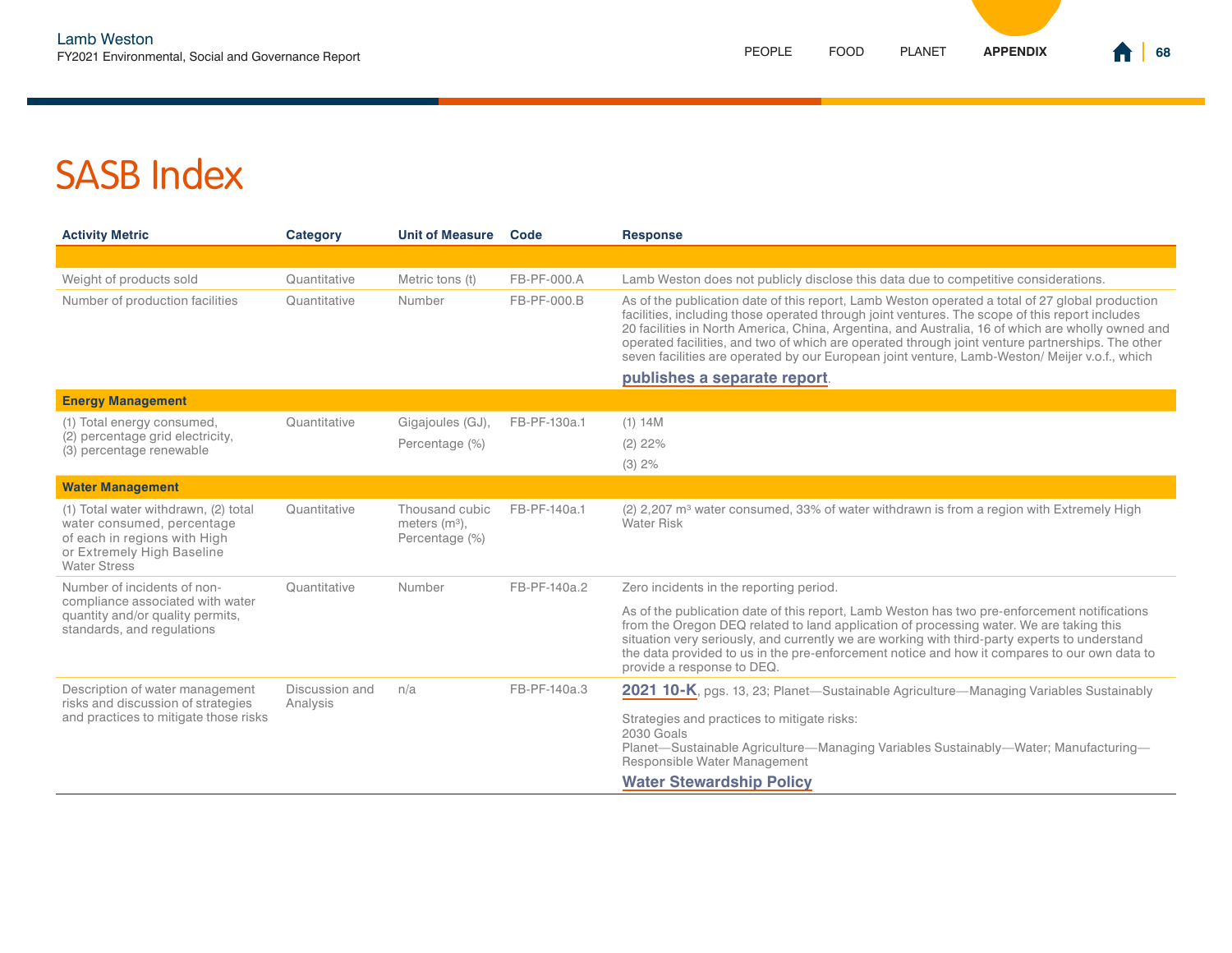# SASB Index

| Activity Metric | Category | Unit of Measure | Code | Response |
|---|---|---|---|---|
| | | | | |
| Weight of products sold | Quantitative | Metric tons (t) | FB-PF-000.A | Lamb Weston does not publicly disclose this data due to competitive considerations. |
| Number of production facilities | Quantitative | Number | FB-PF-000.B | As of the publication date of this report, Lamb Weston operated a total of 27 global production facilities, including those operated through joint ventures. The scope of this report includes 20 facilities in North America, China, Argentina, and Australia, 16 of which are wholly owned and operated facilities, and two of which are operated through joint venture partnerships. The other seven facilities are operated by our European joint venture, Lamb-Weston/ Meijer v.o.f., which **publishes a separate report**. |
| **Energy Management** | | | | |
| (1) Total energy consumed, (2) percentage grid electricity, (3) percentage renewable | Quantitative | Gigajoules (GJ), Percentage (%) | FB-PF-130a.1 | (1) 14M<br>(2) 22%<br>(3) 2% |
| **Water Management** | | | | |
| (1) Total water withdrawn, (2) total water consumed, percentage of each in regions with High or Extremely High Baseline Water Stress | Quantitative | Thousand cubic meters ($m^3$), Percentage (%) | FB-PF-140a.1 | (2) 2,207 $m^3$ water consumed, 33% of water withdrawn is from a region with Extremely High Water Risk |
| Number of incidents of non-compliance associated with water quantity and/or quality permits, standards, and regulations | Quantitative | Number | FB-PF-140a.2 | Zero incidents in the reporting period.<br>As of the publication date of this report, Lamb Weston has two pre-enforcement notifications from the Oregon DEQ related to land application of processing water. We are taking this situation very seriously, and currently we are working with third-party experts to understand the data provided to us in the pre-enforcement notice and how it compares to our own data to provide a response to DEQ. |
| Description of water management risks and discussion of strategies and practices to mitigate those risks | Discussion and Analysis | n/a | FB-PF-140a.3 | **2021 10-K**, pgs. 13, 23; Planet—Sustainable Agriculture—Managing Variables Sustainably<br>Strategies and practices to mitigate risks:<br>2030 Goals<br>Planet—Sustainable Agriculture—Managing Variables Sustainably—Water; Manufacturing—Responsible Water Management<br>**Water Stewardship Policy** |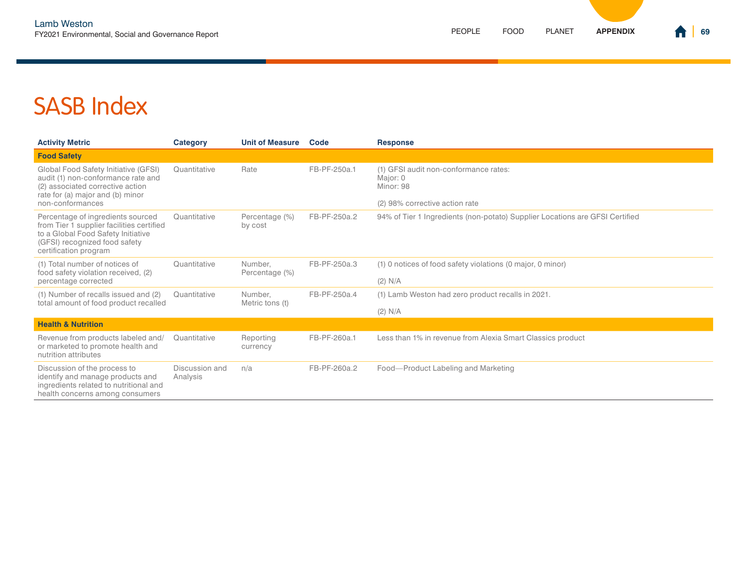# SASB Index

| Activity Metric | Category | Unit of Measure | Code | Response |
|---|---|---|---|---|
| **Food Safety** | | | | |
| Global Food Safety Initiative (GFSI) audit (1) non-conformance rate and (2) associated corrective action rate for (a) major and (b) minor non-conformances | Quantitative | Rate | FB-PF-250a.1 | (1) GFSI audit non-conformance rates:<br>Major: 0<br>Minor: 98<br><br>(2) 98% corrective action rate |
| Percentage of ingredients sourced from Tier 1 supplier facilities certified to a Global Food Safety Initiative (GFSI) recognized food safety certification program | Quantitative | Percentage (%) by cost | FB-PF-250a.2 | 94% of Tier 1 Ingredients (non-potato) Supplier Locations are GFSI Certified |
| (1) Total number of notices of food safety violation received, (2) percentage corrected | Quantitative | Number, Percentage (%) | FB-PF-250a.3 | (1) 0 notices of food safety violations (0 major, 0 minor)<br><br>(2) N/A |
| (1) Number of recalls issued and (2) total amount of food product recalled | Quantitative | Number, Metric tons (t) | FB-PF-250a.4 | (1) Lamb Weston had zero product recalls in 2021.<br><br>(2) N/A |
| **Health & Nutrition** | | | | |
| Revenue from products labeled and/or marketed to promote health and nutrition attributes | Quantitative | Reporting currency | FB-PF-260a.1 | Less than 1% in revenue from Alexia Smart Classics product |
| Discussion of the process to identify and manage products and ingredients related to nutritional and health concerns among consumers | Discussion and Analysis | n/a | FB-PF-260a.2 | Food—Product Labeling and Marketing |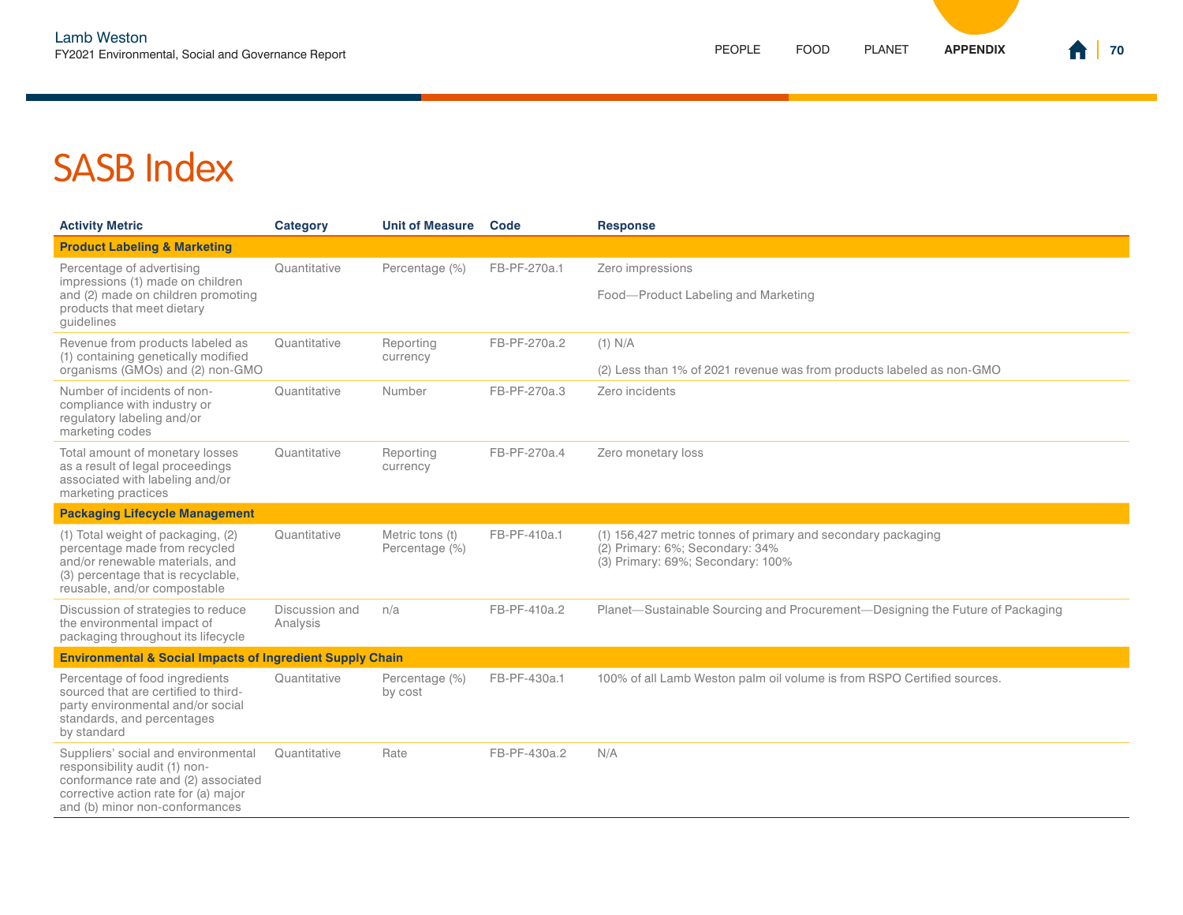# SASB Index

| Activity Metric | Category | Unit of Measure | Code | Response |
|---|---|---|---|---|
| **Product Labeling & Marketing** | | | | |
| Percentage of advertising impressions (1) made on children and (2) made on children promoting products that meet dietary guidelines | Quantitative | Percentage (%) | FB-PF-270a.1 | Zero impressions<br><br>Food—Product Labeling and Marketing |
| Revenue from products labeled as (1) containing genetically modified organisms (GMOs) and (2) non-GMO | Quantitative | Reporting currency | FB-PF-270a.2 | (1) N/A<br><br>(2) Less than 1% of 2021 revenue was from products labeled as non-GMO |
| Number of incidents of non-compliance with industry or regulatory labeling and/or marketing codes | Quantitative | Number | FB-PF-270a.3 | Zero incidents |
| Total amount of monetary losses as a result of legal proceedings associated with labeling and/or marketing practices | Quantitative | Reporting currency | FB-PF-270a.4 | Zero monetary loss |
| **Packaging Lifecycle Management** | | | | |
| (1) Total weight of packaging, (2) percentage made from recycled and/or renewable materials, and (3) percentage that is recyclable, reusable, and/or compostable | Quantitative | Metric tons (t)<br>Percentage (%) | FB-PF-410a.1 | (1) 156,427 metric tonnes of primary and secondary packaging<br>(2) Primary: 6%; Secondary: 34%<br>(3) Primary: 69%; Secondary: 100% |
| Discussion of strategies to reduce the environmental impact of packaging throughout its lifecycle | Discussion and Analysis | n/a | FB-PF-410a.2 | Planet—Sustainable Sourcing and Procurement—Designing the Future of Packaging |
| **Environmental & Social Impacts of Ingredient Supply Chain** | | | | |
| Percentage of food ingredients sourced that are certified to third-party environmental and/or social standards, and percentages by standard | Quantitative | Percentage (%) by cost | FB-PF-430a.1 | 100% of all Lamb Weston palm oil volume is from RSPO Certified sources. |
| Suppliers' social and environmental responsibility audit (1) non-conformance rate and (2) associated corrective action rate for (a) major and (b) minor non-conformances | Quantitative | Rate | FB-PF-430a.2 | N/A |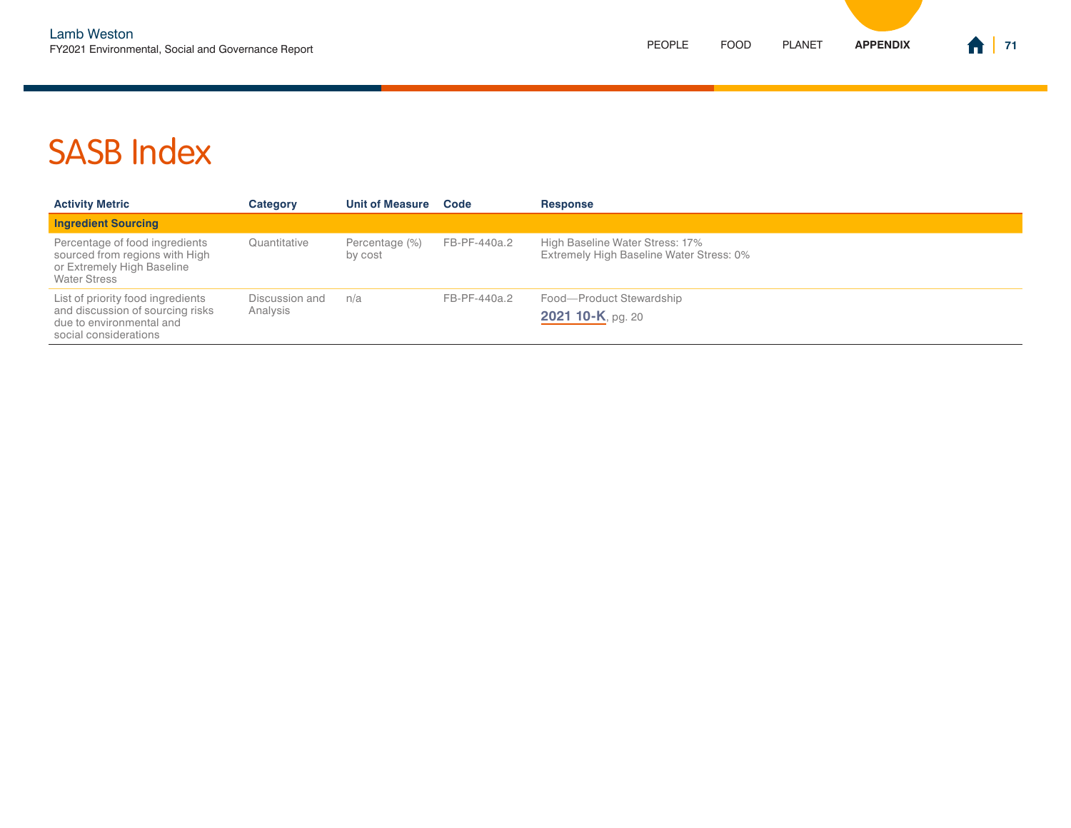# SASB Index

| Activity Metric | Category | Unit of Measure | Code | Response |
|---|---|---|---|---|
| **Ingredient Sourcing** | | | | |
| Percentage of food ingredients sourced from regions with High or Extremely High Baseline Water Stress | Quantitative | Percentage (%) by cost | FB-PF-440a.2 | High Baseline Water Stress: 17%<br>Extremely High Baseline Water Stress: 0% |
| List of priority food ingredients and discussion of sourcing risks due to environmental and social considerations | Discussion and Analysis | n/a | FB-PF-440a.2 | Food—Product Stewardship<br>**2021 10-K**, pg. 20 |